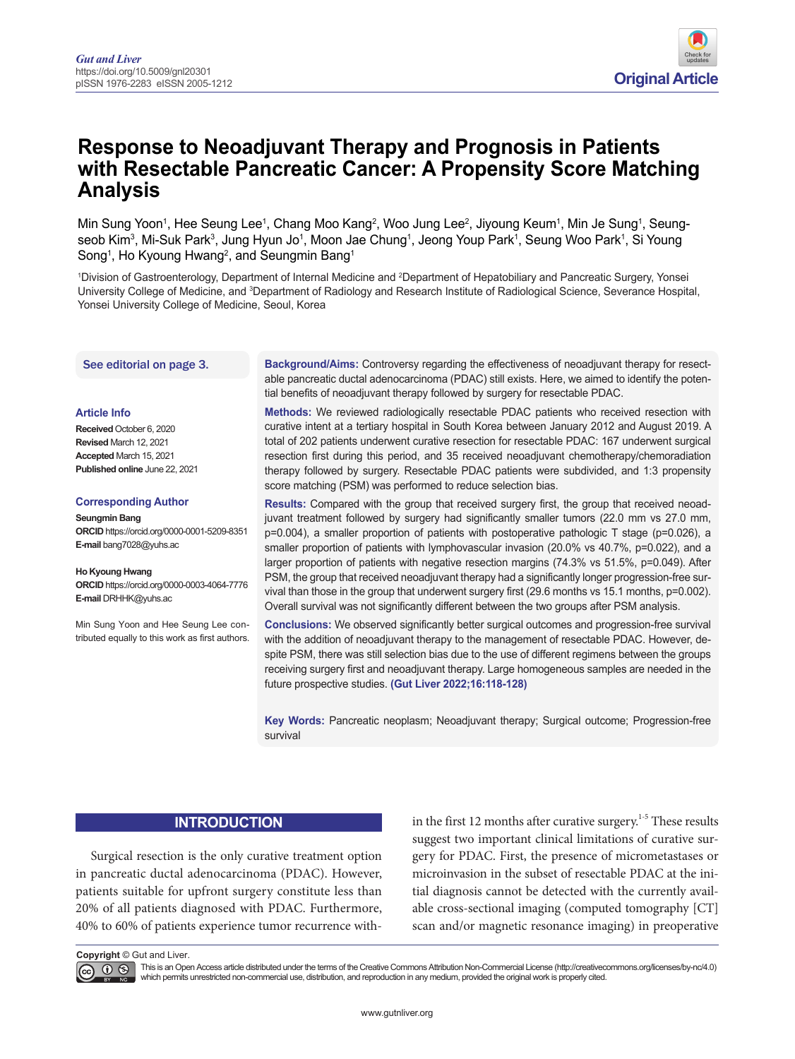Original Article

# Response to Neoadjuvant Therapy and Prognosis in Patients with Resectable Pancreatic Cancer: A Propensity Score Matching Analysis

Min Sung Yoon[1], Hee Seung Lee[1], Chang Moo Kang[2], Woo Jung Lee[2], Jiyoung Keum[1], Min Je Sung[1], Seung-seob Kim[3], Mi-Suk Park[3], Jung Hyun Jo[1], Moon Jae Chung[1], Jeong Youp Park[1], Seung Woo Park[1], Si Young Song[1], Ho Kyoung Hwang[2], and Seungmin Bang[1]

[1]Division of Gastroenterology, Department of Internal Medicine and [2]Department of Hepatobiliary and Pancreatic Surgery, Yonsei University College of Medicine, and [3]Department of Radiology and Research Institute of Radiological Science, Severance Hospital, Yonsei University College of Medicine, Seoul, Korea

See editorial on page 3.

**Article Info**

**Received** October 6, 2020
**Revised** March 12, 2021
**Accepted** March 15, 2021
**Published online** June 22, 2021

**Corresponding Author**

**Seungmin Bang**
**ORCID** https://orcid.org/0000-0001-5209-8351
**E-mail** bang7028@yuhs.ac

**Ho Kyoung Hwang**
**ORCID** https://orcid.org/0000-0003-4064-7776
**E-mail** DRHHK@yuhs.ac

Min Sung Yoon and Hee Seung Lee contributed equally to this work as first authors.

**Background/Aims:** Controversy regarding the effectiveness of neoadjuvant therapy for resectable pancreatic ductal adenocarcinoma (PDAC) still exists. Here, we aimed to identify the potential benefits of neoadjuvant therapy followed by surgery for resectable PDAC.

**Methods:** We reviewed radiologically resectable PDAC patients who received resection with curative intent at a tertiary hospital in South Korea between January 2012 and August 2019. A total of 202 patients underwent curative resection for resectable PDAC: 167 underwent surgical resection first during this period, and 35 received neoadjuvant chemotherapy/chemoradiation therapy followed by surgery. Resectable PDAC patients were subdivided, and 1:3 propensity score matching (PSM) was performed to reduce selection bias.

**Results:** Compared with the group that received surgery first, the group that received neoadjuvant treatment followed by surgery had significantly smaller tumors (22.0 mm vs 27.0 mm, p=0.004), a smaller proportion of patients with postoperative pathologic T stage (p=0.026), a smaller proportion of patients with lymphovascular invasion (20.0% vs 40.7%, p=0.022), and a larger proportion of patients with negative resection margins (74.3% vs 51.5%, p=0.049). After PSM, the group that received neoadjuvant therapy had a significantly longer progression-free survival than those in the group that underwent surgery first (29.6 months vs 15.1 months, p=0.002). Overall survival was not significantly different between the two groups after PSM analysis.

**Conclusions:** We observed significantly better surgical outcomes and progression-free survival with the addition of neoadjuvant therapy to the management of resectable PDAC. However, despite PSM, there was still selection bias due to the use of different regimens between the groups receiving surgery first and neoadjuvant therapy. Large homogeneous samples are needed in the future prospective studies. **(Gut Liver 2022;16:118-128)**

**Key Words:** Pancreatic neoplasm; Neoadjuvant therapy; Surgical outcome; Progression-free survival

## INTRODUCTION

Surgical resection is the only curative treatment option in pancreatic ductal adenocarcinoma (PDAC). However, patients suitable for upfront surgery constitute less than 20% of all patients diagnosed with PDAC. Furthermore, 40% to 60% of patients experience tumor recurrence within the first 12 months after curative surgery.[1-5] These results suggest two important clinical limitations of curative surgery for PDAC. First, the presence of micrometastases or microinvasion in the subset of resectable PDAC at the initial diagnosis cannot be detected with the currently available cross-sectional imaging (computed tomography [CT] scan and/or magnetic resonance imaging) in preoperative

**Copyright** © Gut and Liver.
This is an Open Access article distributed under the terms of the Creative Commons Attribution Non-Commercial License (http://creativecommons.org/licenses/by-nc/4.0) which permits unrestricted non-commercial use, distribution, and reproduction in any medium, provided the original work is properly cited.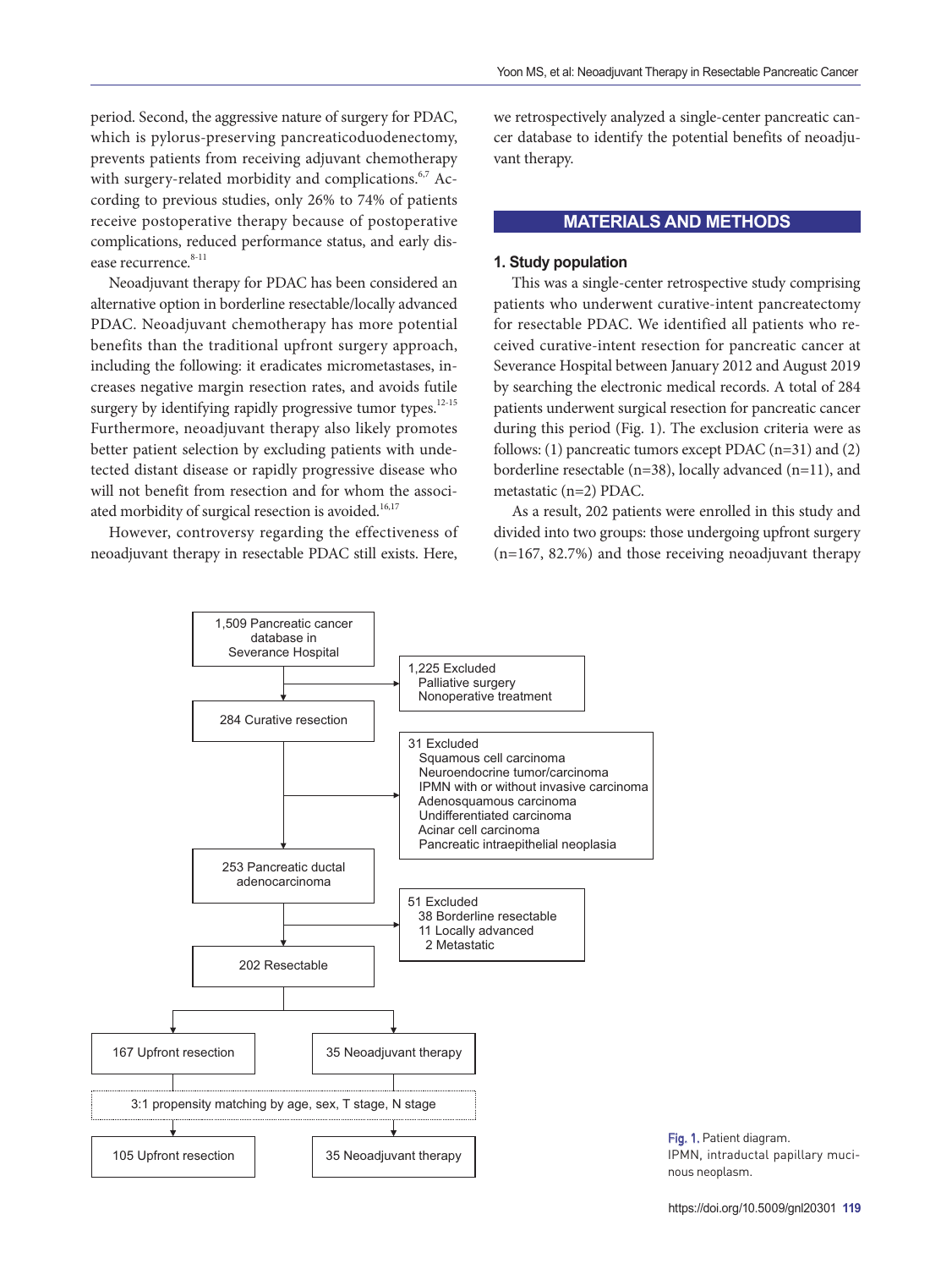period. Second, the aggressive nature of surgery for PDAC, which is pylorus-preserving pancreaticoduodenectomy, prevents patients from receiving adjuvant chemotherapy with surgery-related morbidity and complications.[6,7] According to previous studies, only 26% to 74% of patients receive postoperative therapy because of postoperative complications, reduced performance status, and early disease recurrence.[8-11]

Neoadjuvant therapy for PDAC has been considered an alternative option in borderline resectable/locally advanced PDAC. Neoadjuvant chemotherapy has more potential benefits than the traditional upfront surgery approach, including the following: it eradicates micrometastases, increases negative margin resection rates, and avoids futile surgery by identifying rapidly progressive tumor types.[12-15] Furthermore, neoadjuvant therapy also likely promotes better patient selection by excluding patients with undetected distant disease or rapidly progressive disease who will not benefit from resection and for whom the associated morbidity of surgical resection is avoided.[16,17]

However, controversy regarding the effectiveness of neoadjuvant therapy in resectable PDAC still exists. Here, we retrospectively analyzed a single-center pancreatic cancer database to identify the potential benefits of neoadjuvant therapy.

## MATERIALS AND METHODS

### 1. Study population

This was a single-center retrospective study comprising patients who underwent curative-intent pancreatectomy for resectable PDAC. We identified all patients who received curative-intent resection for pancreatic cancer at Severance Hospital between January 2012 and August 2019 by searching the electronic medical records. A total of 284 patients underwent surgical resection for pancreatic cancer during this period (Fig. 1). The exclusion criteria were as follows: (1) pancreatic tumors except PDAC (n=31) and (2) borderline resectable (n=38), locally advanced (n=11), and metastatic (n=2) PDAC.

As a result, 202 patients were enrolled in this study and divided into two groups: those undergoing upfront surgery (n=167, 82.7%) and those receiving neoadjuvant therapy

- 1,509 Pancreatic cancer database in Severance Hospital
  - → 1,225 Excluded: Palliative surgery; Nonoperative treatment
- 284 Curative resection
  - → 31 Excluded: Squamous cell carcinoma; Neuroendocrine tumor/carcinoma; IPMN with or without invasive carcinoma; Adenosquamous carcinoma; Undifferentiated carcinoma; Acinar cell carcinoma; Pancreatic intraepithelial neoplasia
- 253 Pancreatic ductal adenocarcinoma
  - → 51 Excluded: 38 Borderline resectable; 11 Locally advanced; 2 Metastatic
- 202 Resectable
  - 167 Upfront resection | 35 Neoadjuvant therapy
  - 3:1 propensity matching by age, sex, T stage, N stage
  - 105 Upfront resection | 35 Neoadjuvant therapy

Fig. 1. Patient diagram.
IPMN, intraductal papillary mucinous neoplasm.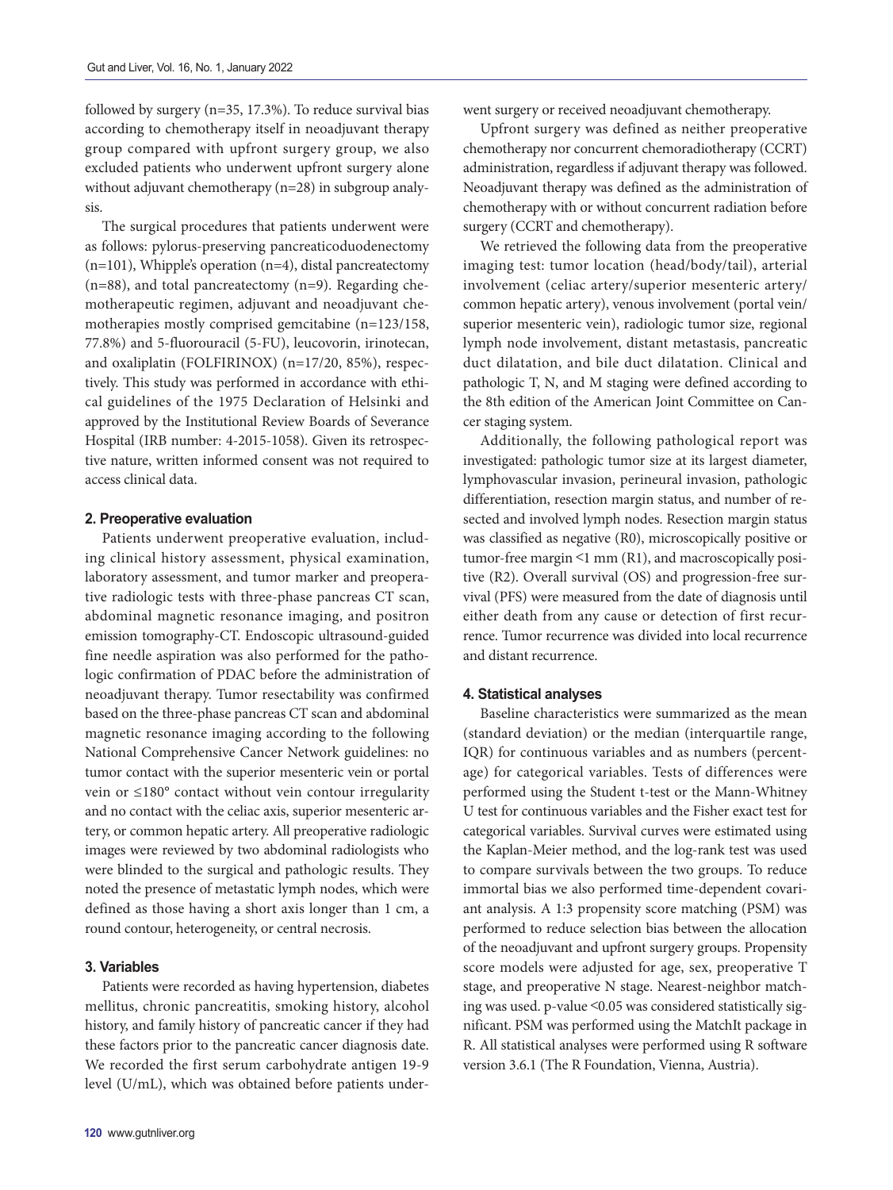followed by surgery (n=35, 17.3%). To reduce survival bias according to chemotherapy itself in neoadjuvant therapy group compared with upfront surgery group, we also excluded patients who underwent upfront surgery alone without adjuvant chemotherapy (n=28) in subgroup analysis.

The surgical procedures that patients underwent were as follows: pylorus-preserving pancreaticoduodenectomy (n=101), Whipple's operation (n=4), distal pancreatectomy (n=88), and total pancreatectomy (n=9). Regarding chemotherapeutic regimen, adjuvant and neoadjuvant chemotherapies mostly comprised gemcitabine (n=123/158, 77.8%) and 5-fluorouracil (5-FU), leucovorin, irinotecan, and oxaliplatin (FOLFIRINOX) (n=17/20, 85%), respectively. This study was performed in accordance with ethical guidelines of the 1975 Declaration of Helsinki and approved by the Institutional Review Boards of Severance Hospital (IRB number: 4-2015-1058). Given its retrospective nature, written informed consent was not required to access clinical data.

### 2. Preoperative evaluation

Patients underwent preoperative evaluation, including clinical history assessment, physical examination, laboratory assessment, and tumor marker and preoperative radiologic tests with three-phase pancreas CT scan, abdominal magnetic resonance imaging, and positron emission tomography-CT. Endoscopic ultrasound-guided fine needle aspiration was also performed for the pathologic confirmation of PDAC before the administration of neoadjuvant therapy. Tumor resectability was confirmed based on the three-phase pancreas CT scan and abdominal magnetic resonance imaging according to the following National Comprehensive Cancer Network guidelines: no tumor contact with the superior mesenteric vein or portal vein or ≤180° contact without vein contour irregularity and no contact with the celiac axis, superior mesenteric artery, or common hepatic artery. All preoperative radiologic images were reviewed by two abdominal radiologists who were blinded to the surgical and pathologic results. They noted the presence of metastatic lymph nodes, which were defined as those having a short axis longer than 1 cm, a round contour, heterogeneity, or central necrosis.

### 3. Variables

Patients were recorded as having hypertension, diabetes mellitus, chronic pancreatitis, smoking history, alcohol history, and family history of pancreatic cancer if they had these factors prior to the pancreatic cancer diagnosis date. We recorded the first serum carbohydrate antigen 19-9 level (U/mL), which was obtained before patients underwent surgery or received neoadjuvant chemotherapy.

Upfront surgery was defined as neither preoperative chemotherapy nor concurrent chemoradiotherapy (CCRT) administration, regardless if adjuvant therapy was followed. Neoadjuvant therapy was defined as the administration of chemotherapy with or without concurrent radiation before surgery (CCRT and chemotherapy).

We retrieved the following data from the preoperative imaging test: tumor location (head/body/tail), arterial involvement (celiac artery/superior mesenteric artery/common hepatic artery), venous involvement (portal vein/superior mesenteric vein), radiologic tumor size, regional lymph node involvement, distant metastasis, pancreatic duct dilatation, and bile duct dilatation. Clinical and pathologic T, N, and M staging were defined according to the 8th edition of the American Joint Committee on Cancer staging system.

Additionally, the following pathological report was investigated: pathologic tumor size at its largest diameter, lymphovascular invasion, perineural invasion, pathologic differentiation, resection margin status, and number of resected and involved lymph nodes. Resection margin status was classified as negative (R0), microscopically positive or tumor-free margin <1 mm (R1), and macroscopically positive (R2). Overall survival (OS) and progression-free survival (PFS) were measured from the date of diagnosis until either death from any cause or detection of first recurrence. Tumor recurrence was divided into local recurrence and distant recurrence.

### 4. Statistical analyses

Baseline characteristics were summarized as the mean (standard deviation) or the median (interquartile range, IQR) for continuous variables and as numbers (percentage) for categorical variables. Tests of differences were performed using the Student t-test or the Mann-Whitney U test for continuous variables and the Fisher exact test for categorical variables. Survival curves were estimated using the Kaplan-Meier method, and the log-rank test was used to compare survivals between the two groups. To reduce immortal bias we also performed time-dependent covariant analysis. A 1:3 propensity score matching (PSM) was performed to reduce selection bias between the allocation of the neoadjuvant and upfront surgery groups. Propensity score models were adjusted for age, sex, preoperative T stage, and preoperative N stage. Nearest-neighbor matching was used. p-value <0.05 was considered statistically significant. PSM was performed using the MatchIt package in R. All statistical analyses were performed using R software version 3.6.1 (The R Foundation, Vienna, Austria).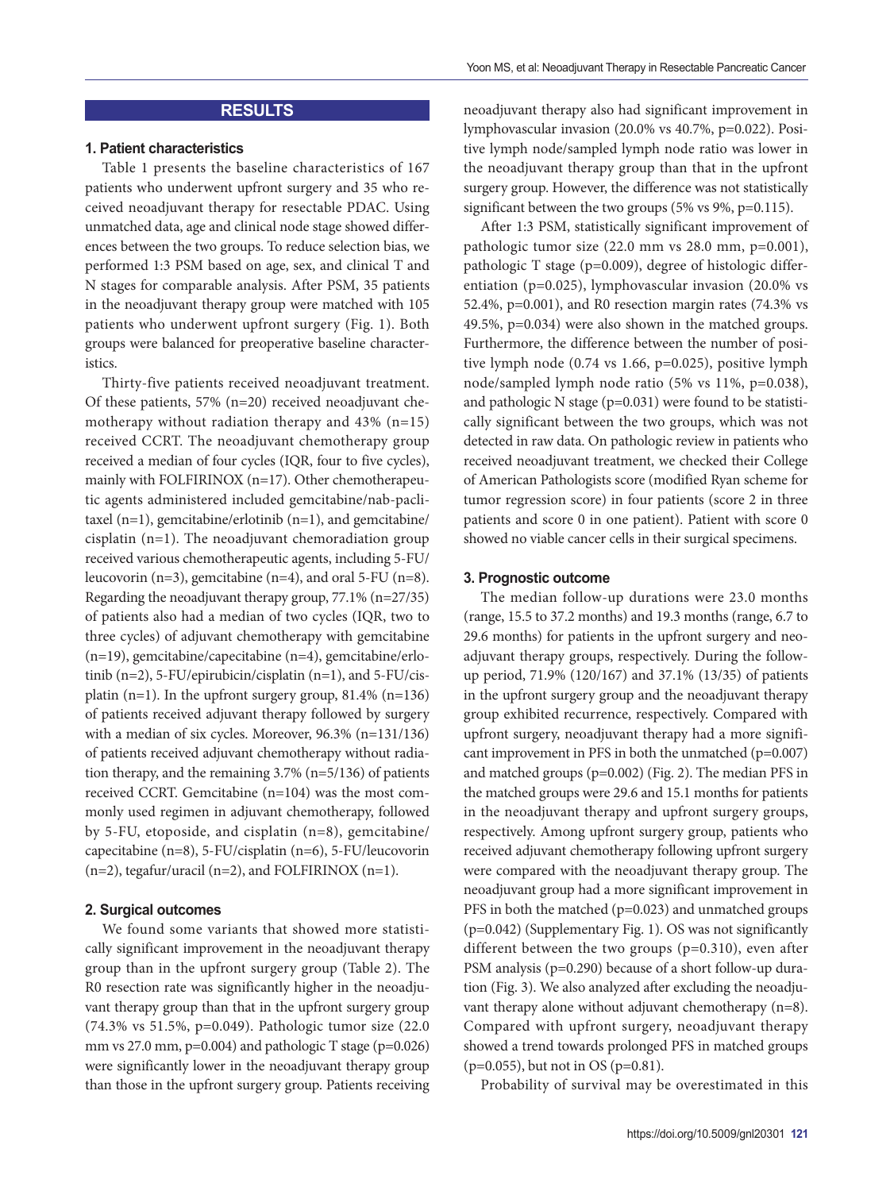## RESULTS

### 1. Patient characteristics

Table 1 presents the baseline characteristics of 167 patients who underwent upfront surgery and 35 who received neoadjuvant therapy for resectable PDAC. Using unmatched data, age and clinical node stage showed differences between the two groups. To reduce selection bias, we performed 1:3 PSM based on age, sex, and clinical T and N stages for comparable analysis. After PSM, 35 patients in the neoadjuvant therapy group were matched with 105 patients who underwent upfront surgery (Fig. 1). Both groups were balanced for preoperative baseline characteristics.

Thirty-five patients received neoadjuvant treatment. Of these patients, 57% (n=20) received neoadjuvant chemotherapy without radiation therapy and 43% (n=15) received CCRT. The neoadjuvant chemotherapy group received a median of four cycles (IQR, four to five cycles), mainly with FOLFIRINOX (n=17). Other chemotherapeutic agents administered included gemcitabine/nab-paclitaxel (n=1), gemcitabine/erlotinib (n=1), and gemcitabine/cisplatin (n=1). The neoadjuvant chemoradiation group received various chemotherapeutic agents, including 5-FU/leucovorin (n=3), gemcitabine (n=4), and oral 5-FU (n=8). Regarding the neoadjuvant therapy group, 77.1% (n=27/35) of patients also had a median of two cycles (IQR, two to three cycles) of adjuvant chemotherapy with gemcitabine (n=19), gemcitabine/capecitabine (n=4), gemcitabine/erlotinib (n=2), 5-FU/epirubicin/cisplatin (n=1), and 5-FU/cisplatin (n=1). In the upfront surgery group, 81.4% (n=136) of patients received adjuvant therapy followed by surgery with a median of six cycles. Moreover, 96.3% (n=131/136) of patients received adjuvant chemotherapy without radiation therapy, and the remaining 3.7% (n=5/136) of patients received CCRT. Gemcitabine (n=104) was the most commonly used regimen in adjuvant chemotherapy, followed by 5-FU, etoposide, and cisplatin (n=8), gemcitabine/capecitabine (n=8), 5-FU/cisplatin (n=6), 5-FU/leucovorin (n=2), tegafur/uracil (n=2), and FOLFIRINOX (n=1).

### 2. Surgical outcomes

We found some variants that showed more statistically significant improvement in the neoadjuvant therapy group than in the upfront surgery group (Table 2). The R0 resection rate was significantly higher in the neoadjuvant therapy group than that in the upfront surgery group (74.3% vs 51.5%, p=0.049). Pathologic tumor size (22.0 mm vs 27.0 mm, p=0.004) and pathologic T stage (p=0.026) were significantly lower in the neoadjuvant therapy group than those in the upfront surgery group. Patients receiving neoadjuvant therapy also had significant improvement in lymphovascular invasion (20.0% vs 40.7%, p=0.022). Positive lymph node/sampled lymph node ratio was lower in the neoadjuvant therapy group than that in the upfront surgery group. However, the difference was not statistically significant between the two groups (5% vs 9%, p=0.115).

After 1:3 PSM, statistically significant improvement of pathologic tumor size (22.0 mm vs 28.0 mm, p=0.001), pathologic T stage (p=0.009), degree of histologic differentiation (p=0.025), lymphovascular invasion (20.0% vs 52.4%, p=0.001), and R0 resection margin rates (74.3% vs 49.5%, p=0.034) were also shown in the matched groups. Furthermore, the difference between the number of positive lymph node (0.74 vs 1.66, p=0.025), positive lymph node/sampled lymph node ratio (5% vs 11%, p=0.038), and pathologic N stage (p=0.031) were found to be statistically significant between the two groups, which was not detected in raw data. On pathologic review in patients who received neoadjuvant treatment, we checked their College of American Pathologists score (modified Ryan scheme for tumor regression score) in four patients (score 2 in three patients and score 0 in one patient). Patient with score 0 showed no viable cancer cells in their surgical specimens.

### 3. Prognostic outcome

The median follow-up durations were 23.0 months (range, 15.5 to 37.2 months) and 19.3 months (range, 6.7 to 29.6 months) for patients in the upfront surgery and neoadjuvant therapy groups, respectively. During the follow-up period, 71.9% (120/167) and 37.1% (13/35) of patients in the upfront surgery group and the neoadjuvant therapy group exhibited recurrence, respectively. Compared with upfront surgery, neoadjuvant therapy had a more significant improvement in PFS in both the unmatched (p=0.007) and matched groups (p=0.002) (Fig. 2). The median PFS in the matched groups were 29.6 and 15.1 months for patients in the neoadjuvant therapy and upfront surgery groups, respectively. Among upfront surgery group, patients who received adjuvant chemotherapy following upfront surgery were compared with the neoadjuvant therapy group. The neoadjuvant group had a more significant improvement in PFS in both the matched (p=0.023) and unmatched groups (p=0.042) (Supplementary Fig. 1). OS was not significantly different between the two groups (p=0.310), even after PSM analysis (p=0.290) because of a short follow-up duration (Fig. 3). We also analyzed after excluding the neoadjuvant therapy alone without adjuvant chemotherapy (n=8). Compared with upfront surgery, neoadjuvant therapy showed a trend towards prolonged PFS in matched groups (p=0.055), but not in OS (p=0.81).

Probability of survival may be overestimated in this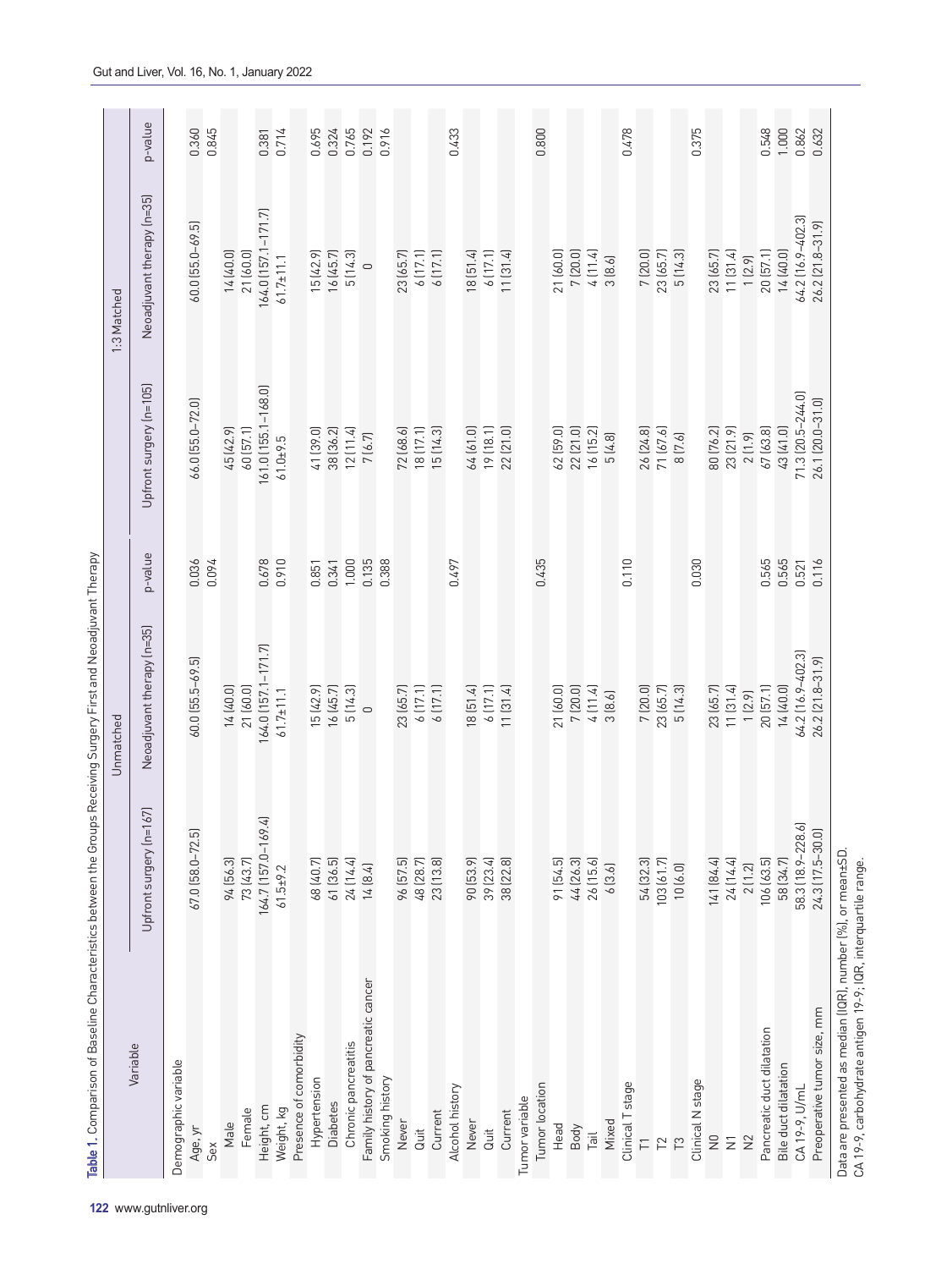**Table 1.** Comparison of Baseline Characteristics between the Groups Receiving Surgery First and Neoadjuvant Therapy

| Variable | Unmatched | | | 1:3 Matched | | |
|---|---|---|---|---|---|---|
| | Upfront surgery (n=167) | Neoadjuvant therapy (n=35) | p-value | Upfront surgery (n=105) | Neoadjuvant therapy (n=35) | p-value |
| Demographic variable | | | | | | |
| Age, yr | 67.0 (58.0–72.5) | 60.0 (55.5–69.5) | 0.036 | 66.0 (55.0–72.0) | 60.0 (55.0–69.5) | 0.360 |
| Sex | | | 0.094 | | | 0.845 |
| Male | 94 (56.3) | 14 (40.0) | | 45 (42.9) | 14 (40.0) | |
| Female | 73 (43.7) | 21 (60.0) | | 60 (57.1) | 21 (60.0) | |
| Height, cm | 164.7 (157.0–169.4) | 164.0 (157.1–171.7) | 0.678 | 161.0 (155.1–168.0) | 164.0 (157.1–171.7) | 0.381 |
| Weight, kg | 61.5±9.2 | 61.7±11.1 | 0.910 | 61.0±9.5 | 61.7±11.1 | 0.714 |
| Presence of comorbidity | | | | | | |
| Hypertension | 68 (40.7) | 15 (42.9) | 0.851 | 41 (39.0) | 15 (42.9) | 0.695 |
| Diabetes | 61 (36.5) | 16 (45.7) | 0.341 | 38 (36.2) | 16 (45.7) | 0.324 |
| Chronic pancreatitis | 24 (14.4) | 5 (14.3) | 1.000 | 12 (11.4) | 5 (14.3) | 0.765 |
| Family history of pancreatic cancer | 14 (8.4) | 0 | 0.135 | 7 (6.7) | 0 | 0.192 |
| Smoking history | | | 0.388 | | | 0.916 |
| Never | 96 (57.5) | 23 (65.7) | | 72 (68.6) | 23 (65.7) | |
| Quit | 48 (28.7) | 6 (17.1) | | 18 (17.1) | 6 (17.1) | |
| Current | 23 (13.8) | 6 (17.1) | | 15 (14.3) | 6 (17.1) | |
| Alcohol history | | | 0.497 | | | 0.433 |
| Never | 90 (53.9) | 18 (51.4) | | 64 (61.0) | 18 (51.4) | |
| Quit | 39 (23.4) | 6 (17.1) | | 19 (18.1) | 6 (17.1) | |
| Current | 38 (22.8) | 11 (31.4) | | 22 (21.0) | 11 (31.4) | |
| Tumor variable | | | | | | |
| Tumor location | | | 0.435 | | | 0.800 |
| Head | 91 (54.5) | 21 (60.0) | | 62 (59.0) | 21 (60.0) | |
| Body | 44 (26.3) | 7 (20.0) | | 22 (21.0) | 7 (20.0) | |
| Tail | 26 (15.6) | 4 (11.4) | | 16 (15.2) | 4 (11.4) | |
| Mixed | 6 (3.6) | 3 (8.6) | | 5 (4.8) | 3 (8.6) | |
| Clinical T stage | | | 0.110 | | | 0.478 |
| T1 | 54 (32.3) | 7 (20.0) | | 26 (24.8) | 7 (20.0) | |
| T2 | 103 (61.7) | 23 (65.7) | | 71 (67.6) | 23 (65.7) | |
| T3 | 10 (6.0) | 5 (14.3) | | 8 (7.6) | 5 (14.3) | |
| Clinical N stage | | | 0.030 | | | 0.375 |
| N0 | 141 (84.4) | 23 (65.7) | | 80 (76.2) | 23 (65.7) | |
| N1 | 24 (14.4) | 11 (31.4) | | 23 (21.9) | 11 (31.4) | |
| N2 | 2 (1.2) | 1 (2.9) | | 2 (1.9) | 1 (2.9) | |
| Pancreatic duct dilatation | 106 (63.5) | 20 (57.1) | 0.565 | 67 (63.8) | 20 (57.1) | 0.548 |
| Bile duct dilatation | 58 (34.7) | 14 (40.0) | 0.565 | 43 (41.0) | 14 (40.0) | 1.000 |
| CA 19-9, U/mL | 58.3 (18.9–228.6) | 64.2 (16.9–402.3) | 0.521 | 71.3 (20.5–244.0) | 64.2 (16.9–402.3) | 0.862 |
| Preoperative tumor size, mm | 24.3 (17.5–30.0) | 26.2 (21.8–31.9) | 0.116 | 26.1 (20.0–31.0) | 26.2 (21.8–31.9) | 0.632 |

Data are presented as median (IQR), number (%), or mean±SD.
CA 19-9, carbohydrate antigen 19-9; IQR, interquartile range.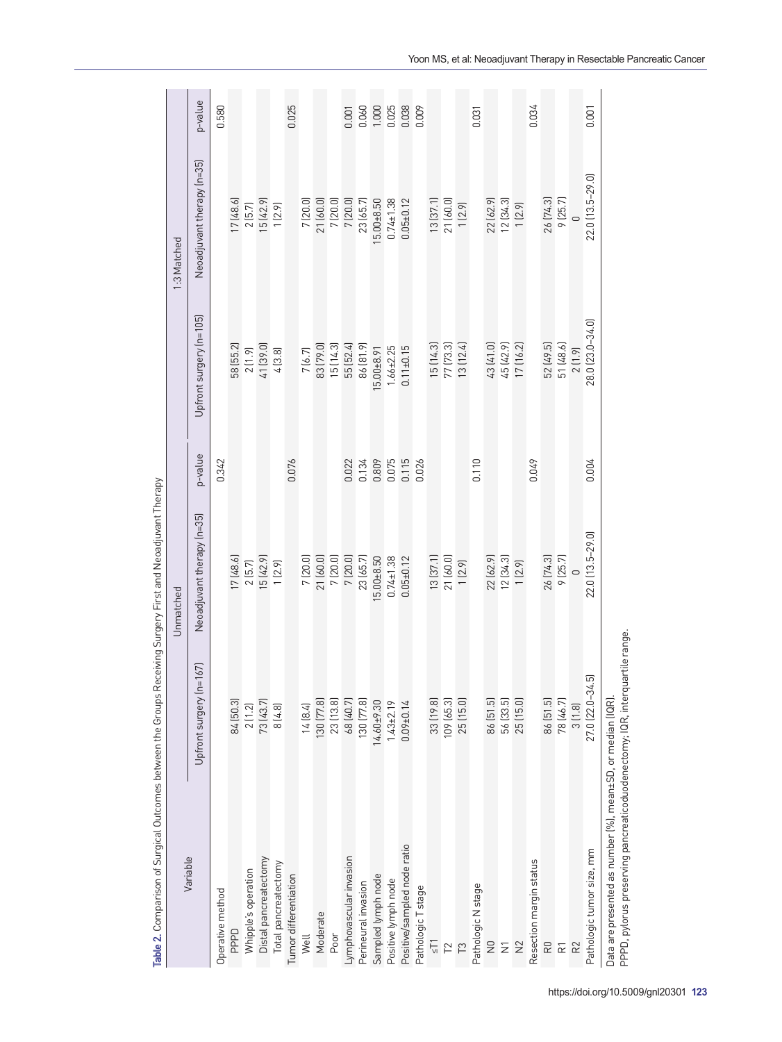**Table 2.** Comparison of Surgical Outcomes between the Groups Receiving Surgery First and Neoadjuvant Therapy

| Variable | Unmatched | | | 1:3 Matched | | |
|---|---|---|---|---|---|---|
| | Upfront surgery (n=167) | Neoadjuvant therapy (n=35) | p-value | Upfront surgery (n=105) | Neoadjuvant therapy (n=35) | p-value |
| Operative method | | | 0.342 | | | 0.580 |
| PPPD | 84 (50.3) | 17 (48.6) | | 58 (55.2) | 17 (48.6) | |
| Whipple's operation | 2 (1.2) | 2 (5.7) | | 2 (1.9) | 2 (5.7) | |
| Distal pancreatectomy | 73 (43.7) | 15 (42.9) | | 41 (39.0) | 15 (42.9) | |
| Total pancreatectomy | 8 (4.8) | 1 (2.9) | | 4 (3.8) | 1 (2.9) | |
| Tumor differentiation | | | 0.076 | | | 0.025 |
| Well | 14 (8.4) | 7 (20.0) | | 7 (6.7) | 7 (20.0) | |
| Moderate | 130 (77.8) | 21 (60.0) | | 83 (79.0) | 21 (60.0) | |
| Poor | 23 (13.8) | 7 (20.0) | | 15 (14.3) | 7 (20.0) | |
| Lymphovascular invasion | 68 (40.7) | 7 (20.0) | 0.022 | 55 (52.4) | 7 (20.0) | 0.001 |
| Perineural invasion | 130 (77.8) | 23 (65.7) | 0.134 | 86 (81.9) | 23 (65.7) | 0.060 |
| Sampled lymph node | 14.60±9.30 | 15.00±8.50 | 0.809 | 15.00±8.91 | 15.00±8.50 | 1.000 |
| Positive lymph node | 1.43±2.19 | 0.74±1.38 | 0.075 | 1.66±2.25 | 0.74±1.38 | 0.025 |
| Positive/sampled node ratio | 0.09±0.14 | 0.05±0.12 | 0.115 | 0.11±0.15 | 0.05±0.12 | 0.038 |
| Pathologic T stage | | | 0.026 | | | 0.009 |
| ≤T1 | 33 (19.8) | 13 (37.1) | | 15 (14.3) | 13 (37.1) | |
| T2 | 109 (65.3) | 21 (60.0) | | 77 (73.3) | 21 (60.0) | |
| T3 | 25 (15.0) | 1 (2.9) | | 13 (12.4) | 1 (2.9) | |
| Pathologic N stage | | | 0.110 | | | 0.031 |
| N0 | 86 (51.5) | 22 (62.9) | | 43 (41.0) | 22 (62.9) | |
| N1 | 56 (33.5) | 12 (34.3) | | 45 (42.9) | 12 (34.3) | |
| N2 | 25 (15.0) | 1 (2.9) | | 17 (16.2) | 1 (2.9) | |
| Resection margin status | | | 0.049 | | | 0.034 |
| R0 | 86 (51.5) | 26 (74.3) | | 52 (49.5) | 26 (74.3) | |
| R1 | 78 (46.7) | 9 (25.7) | | 51 (48.6) | 9 (25.7) | |
| R2 | 3 (1.8) | 0 | | 2 (1.9) | 0 | |
| Pathologic tumor size, mm | 27.0 (22.0–34.5) | 22.0 (13.5–29.0) | 0.004 | 28.0 (23.0–34.0) | 22.0 (13.5–29.0) | 0.001 |

Data are presented as number (%), mean±SD, or median (IQR).
PPPD, pylorus preserving pancreaticoduodenectomy; IQR, interquartile range.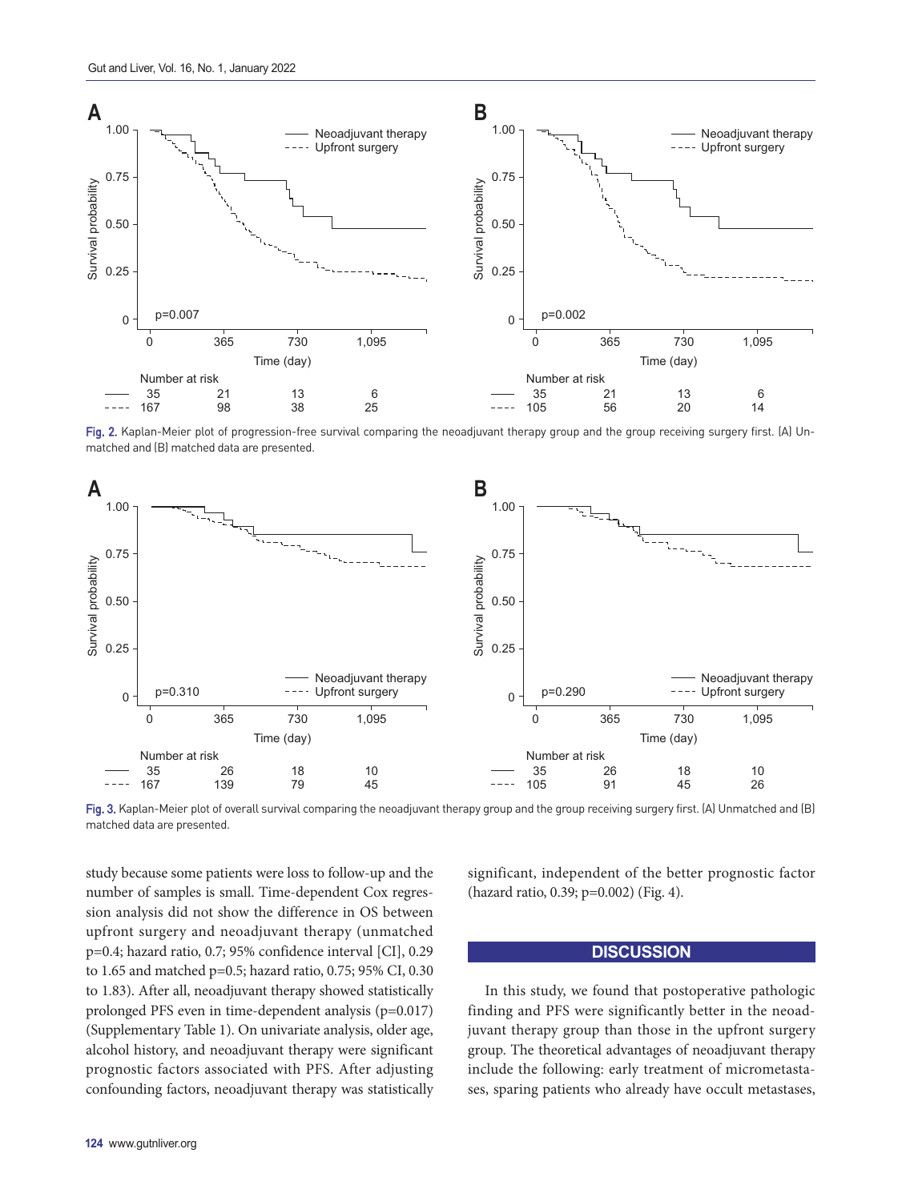Fig. 2. Kaplan-Meier plot of progression-free survival comparing the neoadjuvant therapy group and the group receiving surgery first. (A) Unmatched and (B) matched data are presented.

Fig. 3. Kaplan-Meier plot of overall survival comparing the neoadjuvant therapy group and the group receiving surgery first. (A) Unmatched and (B) matched data are presented.

study because some patients were loss to follow-up and the number of samples is small. Time-dependent Cox regression analysis did not show the difference in OS between upfront surgery and neoadjuvant therapy (unmatched p=0.4; hazard ratio, 0.7; 95% confidence interval [CI], 0.29 to 1.65 and matched p=0.5; hazard ratio, 0.75; 95% CI, 0.30 to 1.83). After all, neoadjuvant therapy showed statistically prolonged PFS even in time-dependent analysis (p=0.017) (Supplementary Table 1). On univariate analysis, older age, alcohol history, and neoadjuvant therapy were significant prognostic factors associated with PFS. After adjusting confounding factors, neoadjuvant therapy was statistically significant, independent of the better prognostic factor (hazard ratio, 0.39; p=0.002) (Fig. 4).

## DISCUSSION

In this study, we found that postoperative pathologic finding and PFS were significantly better in the neoadjuvant therapy group than those in the upfront surgery group. The theoretical advantages of neoadjuvant therapy include the following: early treatment of micrometastases, sparing patients who already have occult metastases,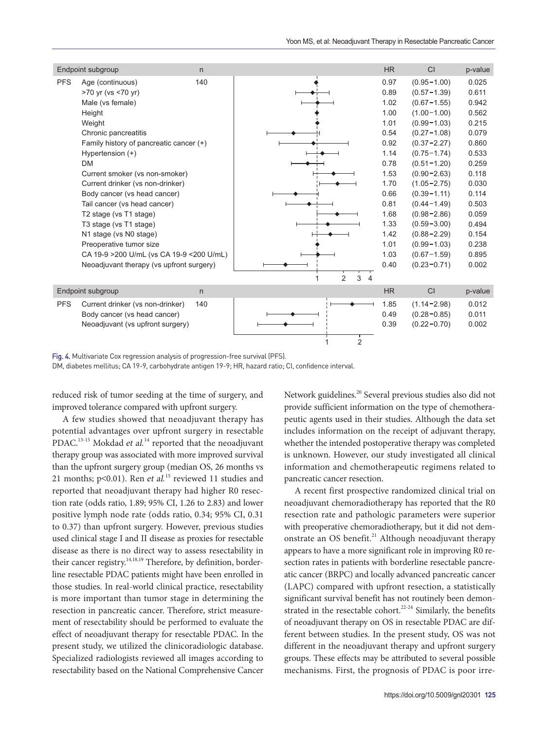| Endpoint | subgroup | n | HR | CI | p-value |
|---|---|---|---|---|---|
| PFS | Age (continuous) | 140 | 0.97 | (0.95−1.00) | 0.025 |
| | >70 yr (vs <70 yr) | | 0.89 | (0.57−1.39) | 0.611 |
| | Male (vs female) | | 1.02 | (0.67−1.55) | 0.942 |
| | Height | | 1.00 | (1.00−1.00) | 0.562 |
| | Weight | | 1.01 | (0.99−1.03) | 0.215 |
| | Chronic pancreatitis | | 0.54 | (0.27−1.08) | 0.079 |
| | Family history of pancreatic cancer (+) | | 0.92 | (0.37−2.27) | 0.860 |
| | Hypertension (+) | | 1.14 | (0.75−1.74) | 0.533 |
| | DM | | 0.78 | (0.51−1.20) | 0.259 |
| | Current smoker (vs non-smoker) | | 1.53 | (0.90−2.63) | 0.118 |
| | Current drinker (vs non-drinker) | | 1.70 | (1.05−2.75) | 0.030 |
| | Body cancer (vs head cancer) | | 0.66 | (0.39−1.11) | 0.114 |
| | Tail cancer (vs head cancer) | | 0.81 | (0.44−1.49) | 0.503 |
| | T2 stage (vs T1 stage) | | 1.68 | (0.98−2.86) | 0.059 |
| | T3 stage (vs T1 stage) | | 1.33 | (0.59−3.00) | 0.494 |
| | N1 stage (vs N0 stage) | | 1.42 | (0.88−2.29) | 0.154 |
| | Preoperative tumor size | | 1.01 | (0.99−1.03) | 0.238 |
| | CA 19-9 >200 U/mL (vs CA 19-9 <200 U/mL) | | 1.03 | (0.67−1.59) | 0.895 |
| | Neoadjuvant therapy (vs upfront surgery) | | 0.40 | (0.23−0.71) | 0.002 |

| Endpoint | subgroup | n | HR | CI | p-value |
|---|---|---|---|---|---|
| PFS | Current drinker (vs non-drinker) | 140 | 1.85 | (1.14−2.98) | 0.012 |
| | Body cancer (vs head cancer) | | 0.49 | (0.28−0.85) | 0.011 |
| | Neoadjuvant (vs upfront surgery) | | 0.39 | (0.22−0.70) | 0.002 |

Fig. 4. Multivariate Cox regression analysis of progression-free survival (PFS).
DM, diabetes mellitus; CA 19-9, carbohydrate antigen 19-9; HR, hazard ratio; CI, confidence interval.

reduced risk of tumor seeding at the time of surgery, and improved tolerance compared with upfront surgery.

A few studies showed that neoadjuvant therapy has potential advantages over upfront surgery in resectable PDAC.[13-15] Mokdad *et al.*[14] reported that the neoadjuvant therapy group was associated with more improved survival than the upfront surgery group (median OS, 26 months vs 21 months; p<0.01). Ren *et al.*[15] reviewed 11 studies and reported that neoadjuvant therapy had higher R0 resection rate (odds ratio, 1.89; 95% CI, 1.26 to 2.83) and lower positive lymph node rate (odds ratio, 0.34; 95% CI, 0.31 to 0.37) than upfront surgery. However, previous studies used clinical stage I and II disease as proxies for resectable disease as there is no direct way to assess resectability in their cancer registry.[14,18,19] Therefore, by definition, borderline resectable PDAC patients might have been enrolled in those studies. In real-world clinical practice, resectability is more important than tumor stage in determining the resection in pancreatic cancer. Therefore, strict measurement of resectability should be performed to evaluate the effect of neoadjuvant therapy for resectable PDAC. In the present study, we utilized the clinicoradiologic database. Specialized radiologists reviewed all images according to resectability based on the National Comprehensive Cancer Network guidelines.[20] Several previous studies also did not provide sufficient information on the type of chemotherapeutic agents used in their studies. Although the data set includes information on the receipt of adjuvant therapy, whether the intended postoperative therapy was completed is unknown. However, our study investigated all clinical information and chemotherapeutic regimens related to pancreatic cancer resection.

A recent first prospective randomized clinical trial on neoadjuvant chemoradiotherapy has reported that the R0 resection rate and pathologic parameters were superior with preoperative chemoradiotherapy, but it did not demonstrate an OS benefit.[21] Although neoadjuvant therapy appears to have a more significant role in improving R0 resection rates in patients with borderline resectable pancreatic cancer (BRPC) and locally advanced pancreatic cancer (LAPC) compared with upfront resection, a statistically significant survival benefit has not routinely been demonstrated in the resectable cohort.[22-24] Similarly, the benefits of neoadjuvant therapy on OS in resectable PDAC are different between studies. In the present study, OS was not different in the neoadjuvant therapy and upfront surgery groups. These effects may be attributed to several possible mechanisms. First, the prognosis of PDAC is poor irre-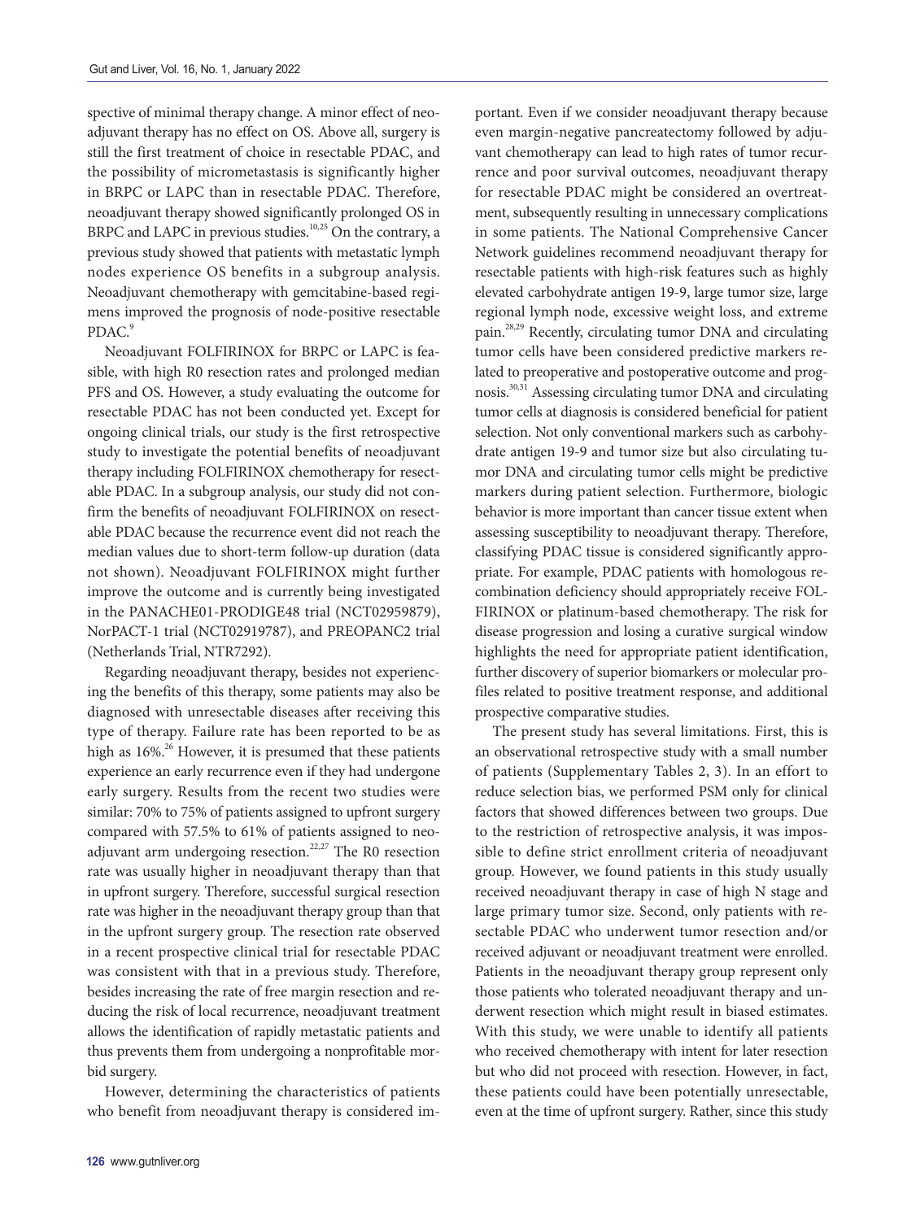spective of minimal therapy change. A minor effect of neoadjuvant therapy has no effect on OS. Above all, surgery is still the first treatment of choice in resectable PDAC, and the possibility of micrometastasis is significantly higher in BRPC or LAPC than in resectable PDAC. Therefore, neoadjuvant therapy showed significantly prolonged OS in BRPC and LAPC in previous studies.[10,25] On the contrary, a previous study showed that patients with metastatic lymph nodes experience OS benefits in a subgroup analysis. Neoadjuvant chemotherapy with gemcitabine-based regimens improved the prognosis of node-positive resectable PDAC.[9]

Neoadjuvant FOLFIRINOX for BRPC or LAPC is feasible, with high R0 resection rates and prolonged median PFS and OS. However, a study evaluating the outcome for resectable PDAC has not been conducted yet. Except for ongoing clinical trials, our study is the first retrospective study to investigate the potential benefits of neoadjuvant therapy including FOLFIRINOX chemotherapy for resectable PDAC. In a subgroup analysis, our study did not confirm the benefits of neoadjuvant FOLFIRINOX on resectable PDAC because the recurrence event did not reach the median values due to short-term follow-up duration (data not shown). Neoadjuvant FOLFIRINOX might further improve the outcome and is currently being investigated in the PANACHE01-PRODIGE48 trial (NCT02959879), NorPACT-1 trial (NCT02919787), and PREOPANC2 trial (Netherlands Trial, NTR7292).

Regarding neoadjuvant therapy, besides not experiencing the benefits of this therapy, some patients may also be diagnosed with unresectable diseases after receiving this type of therapy. Failure rate has been reported to be as high as 16%.[26] However, it is presumed that these patients experience an early recurrence even if they had undergone early surgery. Results from the recent two studies were similar: 70% to 75% of patients assigned to upfront surgery compared with 57.5% to 61% of patients assigned to neoadjuvant arm undergoing resection.[22,27] The R0 resection rate was usually higher in neoadjuvant therapy than that in upfront surgery. Therefore, successful surgical resection rate was higher in the neoadjuvant therapy group than that in the upfront surgery group. The resection rate observed in a recent prospective clinical trial for resectable PDAC was consistent with that in a previous study. Therefore, besides increasing the rate of free margin resection and reducing the risk of local recurrence, neoadjuvant treatment allows the identification of rapidly metastatic patients and thus prevents them from undergoing a nonprofitable morbid surgery.

However, determining the characteristics of patients who benefit from neoadjuvant therapy is considered important. Even if we consider neoadjuvant therapy because even margin-negative pancreatectomy followed by adjuvant chemotherapy can lead to high rates of tumor recurrence and poor survival outcomes, neoadjuvant therapy for resectable PDAC might be considered an overtreatment, subsequently resulting in unnecessary complications in some patients. The National Comprehensive Cancer Network guidelines recommend neoadjuvant therapy for resectable patients with high-risk features such as highly elevated carbohydrate antigen 19-9, large tumor size, large regional lymph node, excessive weight loss, and extreme pain.[28,29] Recently, circulating tumor DNA and circulating tumor cells have been considered predictive markers related to preoperative and postoperative outcome and prognosis.[30,31] Assessing circulating tumor DNA and circulating tumor cells at diagnosis is considered beneficial for patient selection. Not only conventional markers such as carbohydrate antigen 19-9 and tumor size but also circulating tumor DNA and circulating tumor cells might be predictive markers during patient selection. Furthermore, biologic behavior is more important than cancer tissue extent when assessing susceptibility to neoadjuvant therapy. Therefore, classifying PDAC tissue is considered significantly appropriate. For example, PDAC patients with homologous recombination deficiency should appropriately receive FOLFIRINOX or platinum-based chemotherapy. The risk for disease progression and losing a curative surgical window highlights the need for appropriate patient identification, further discovery of superior biomarkers or molecular profiles related to positive treatment response, and additional prospective comparative studies.

The present study has several limitations. First, this is an observational retrospective study with a small number of patients (Supplementary Tables 2, 3). In an effort to reduce selection bias, we performed PSM only for clinical factors that showed differences between two groups. Due to the restriction of retrospective analysis, it was impossible to define strict enrollment criteria of neoadjuvant group. However, we found patients in this study usually received neoadjuvant therapy in case of high N stage and large primary tumor size. Second, only patients with resectable PDAC who underwent tumor resection and/or received adjuvant or neoadjuvant treatment were enrolled. Patients in the neoadjuvant therapy group represent only those patients who tolerated neoadjuvant therapy and underwent resection which might result in biased estimates. With this study, we were unable to identify all patients who received chemotherapy with intent for later resection but who did not proceed with resection. However, in fact, these patients could have been potentially unresectable, even at the time of upfront surgery. Rather, since this study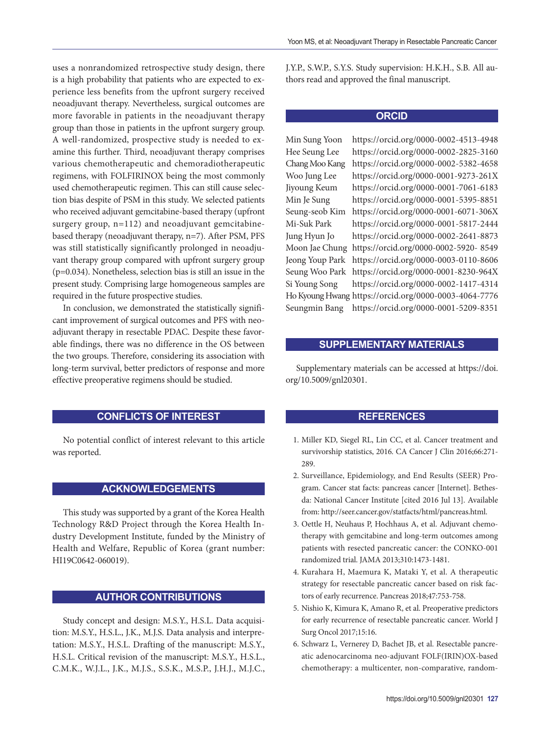uses a nonrandomized retrospective study design, there is a high probability that patients who are expected to experience less benefits from the upfront surgery received neoadjuvant therapy. Nevertheless, surgical outcomes are more favorable in patients in the neoadjuvant therapy group than those in patients in the upfront surgery group. A well-randomized, prospective study is needed to examine this further. Third, neoadjuvant therapy comprises various chemotherapeutic and chemoradiotherapeutic regimens, with FOLFIRINOX being the most commonly used chemotherapeutic regimen. This can still cause selection bias despite of PSM in this study. We selected patients who received adjuvant gemcitabine-based therapy (upfront surgery group, n=112) and neoadjuvant gemcitabine-based therapy (neoadjuvant therapy, n=7). After PSM, PFS was still statistically significantly prolonged in neoadjuvant therapy group compared with upfront surgery group (p=0.034). Nonetheless, selection bias is still an issue in the present study. Comprising large homogeneous samples are required in the future prospective studies.

In conclusion, we demonstrated the statistically significant improvement of surgical outcomes and PFS with neoadjuvant therapy in resectable PDAC. Despite these favorable findings, there was no difference in the OS between the two groups. Therefore, considering its association with long-term survival, better predictors of response and more effective preoperative regimens should be studied.

## CONFLICTS OF INTEREST

No potential conflict of interest relevant to this article was reported.

## ACKNOWLEDGEMENTS

This study was supported by a grant of the Korea Health Technology R&D Project through the Korea Health Industry Development Institute, funded by the Ministry of Health and Welfare, Republic of Korea (grant number: HI19C0642-060019).

## AUTHOR CONTRIBUTIONS

Study concept and design: M.S.Y., H.S.L. Data acquisition: M.S.Y., H.S.L., J.K., M.J.S. Data analysis and interpretation: M.S.Y., H.S.L. Drafting of the manuscript: M.S.Y., H.S.L. Critical revision of the manuscript: M.S.Y., H.S.L., C.M.K., W.J.L., J.K., M.J.S., S.S.K., M.S.P., J.H.J., M.J.C., J.Y.P., S.W.P., S.Y.S. Study supervision: H.K.H., S.B. All authors read and approved the final manuscript.

## ORCID

Min Sung Yoon https://orcid.org/0000-0002-4513-4948
Hee Seung Lee https://orcid.org/0000-0002-2825-3160
Chang Moo Kang https://orcid.org/0000-0002-5382-4658
Woo Jung Lee https://orcid.org/0000-0001-9273-261X
Jiyoung Keum https://orcid.org/0000-0001-7061-6183
Min Je Sung https://orcid.org/0000-0001-5395-8851
Seung-seob Kim https://orcid.org/0000-0001-6071-306X
Mi-Suk Park https://orcid.org/0000-0001-5817-2444
Jung Hyun Jo https://orcid.org/0000-0002-2641-8873
Moon Jae Chung https://orcid.org/0000-0002-5920- 8549
Jeong Youp Park https://orcid.org/0000-0003-0110-8606
Seung Woo Park https://orcid.org/0000-0001-8230-964X
Si Young Song https://orcid.org/0000-0002-1417-4314
Ho Kyoung Hwang https://orcid.org/0000-0003-4064-7776
Seungmin Bang https://orcid.org/0000-0001-5209-8351

## SUPPLEMENTARY MATERIALS

Supplementary materials can be accessed at https://doi.org/10.5009/gnl20301.

## REFERENCES

1. Miller KD, Siegel RL, Lin CC, et al. Cancer treatment and survivorship statistics, 2016. CA Cancer J Clin 2016;66:271-289.
2. Surveillance, Epidemiology, and End Results (SEER) Program. Cancer stat facts: pancreas cancer [Internet]. Bethesda: National Cancer Institute [cited 2016 Jul 13]. Available from: http://seer.cancer.gov/statfacts/html/pancreas.html.
3. Oettle H, Neuhaus P, Hochhaus A, et al. Adjuvant chemotherapy with gemcitabine and long-term outcomes among patients with resected pancreatic cancer: the CONKO-001 randomized trial. JAMA 2013;310:1473-1481.
4. Kurahara H, Maemura K, Mataki Y, et al. A therapeutic strategy for resectable pancreatic cancer based on risk factors of early recurrence. Pancreas 2018;47:753-758.
5. Nishio K, Kimura K, Amano R, et al. Preoperative predictors for early recurrence of resectable pancreatic cancer. World J Surg Oncol 2017;15:16.
6. Schwarz L, Vernerey D, Bachet JB, et al. Resectable pancreatic adenocarcinoma neo-adjuvant FOLF(IRIN)OX-based chemotherapy: a multicenter, non-comparative, random-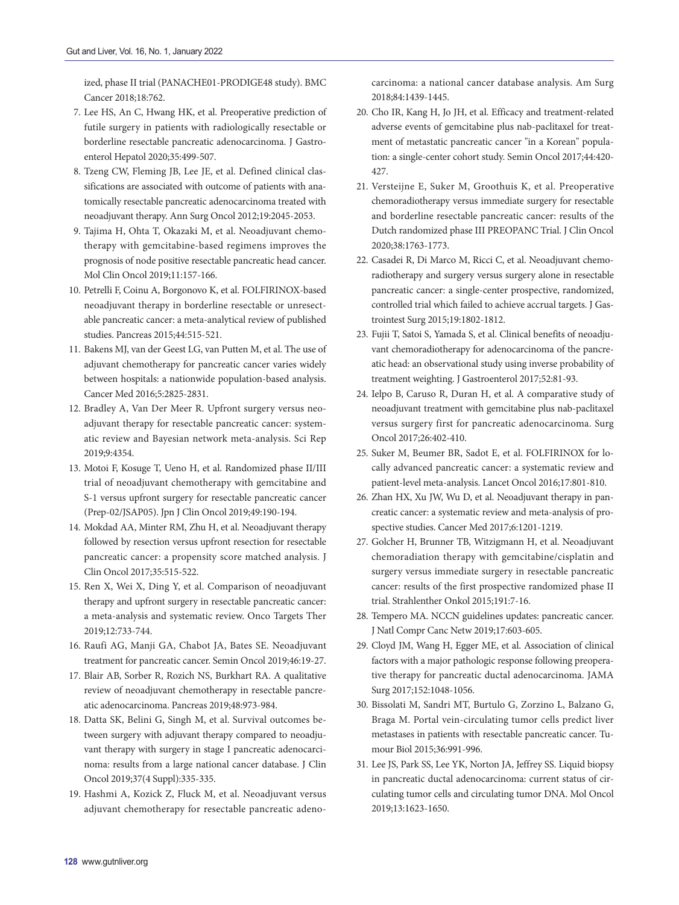ized, phase II trial (PANACHE01-PRODIGE48 study). BMC Cancer 2018;18:762.

7. Lee HS, An C, Hwang HK, et al. Preoperative prediction of futile surgery in patients with radiologically resectable or borderline resectable pancreatic adenocarcinoma. J Gastroenterol Hepatol 2020;35:499-507.
8. Tzeng CW, Fleming JB, Lee JE, et al. Defined clinical classifications are associated with outcome of patients with anatomically resectable pancreatic adenocarcinoma treated with neoadjuvant therapy. Ann Surg Oncol 2012;19:2045-2053.
9. Tajima H, Ohta T, Okazaki M, et al. Neoadjuvant chemotherapy with gemcitabine-based regimens improves the prognosis of node positive resectable pancreatic head cancer. Mol Clin Oncol 2019;11:157-166.
10. Petrelli F, Coinu A, Borgonovo K, et al. FOLFIRINOX-based neoadjuvant therapy in borderline resectable or unresectable pancreatic cancer: a meta-analytical review of published studies. Pancreas 2015;44:515-521.
11. Bakens MJ, van der Geest LG, van Putten M, et al. The use of adjuvant chemotherapy for pancreatic cancer varies widely between hospitals: a nationwide population-based analysis. Cancer Med 2016;5:2825-2831.
12. Bradley A, Van Der Meer R. Upfront surgery versus neoadjuvant therapy for resectable pancreatic cancer: systematic review and Bayesian network meta-analysis. Sci Rep 2019;9:4354.
13. Motoi F, Kosuge T, Ueno H, et al. Randomized phase II/III trial of neoadjuvant chemotherapy with gemcitabine and S-1 versus upfront surgery for resectable pancreatic cancer (Prep-02/JSAP05). Jpn J Clin Oncol 2019;49:190-194.
14. Mokdad AA, Minter RM, Zhu H, et al. Neoadjuvant therapy followed by resection versus upfront resection for resectable pancreatic cancer: a propensity score matched analysis. J Clin Oncol 2017;35:515-522.
15. Ren X, Wei X, Ding Y, et al. Comparison of neoadjuvant therapy and upfront surgery in resectable pancreatic cancer: a meta-analysis and systematic review. Onco Targets Ther 2019;12:733-744.
16. Raufi AG, Manji GA, Chabot JA, Bates SE. Neoadjuvant treatment for pancreatic cancer. Semin Oncol 2019;46:19-27.
17. Blair AB, Sorber R, Rozich NS, Burkhart RA. A qualitative review of neoadjuvant chemotherapy in resectable pancreatic adenocarcinoma. Pancreas 2019;48:973-984.
18. Datta SK, Belini G, Singh M, et al. Survival outcomes between surgery with adjuvant therapy compared to neoadjuvant therapy with surgery in stage I pancreatic adenocarcinoma: results from a large national cancer database. J Clin Oncol 2019;37(4 Suppl):335-335.
19. Hashmi A, Kozick Z, Fluck M, et al. Neoadjuvant versus adjuvant chemotherapy for resectable pancreatic adenocarcinoma: a national cancer database analysis. Am Surg 2018;84:1439-1445.
20. Cho IR, Kang H, Jo JH, et al. Efficacy and treatment-related adverse events of gemcitabine plus nab-paclitaxel for treatment of metastatic pancreatic cancer "in a Korean" population: a single-center cohort study. Semin Oncol 2017;44:420-427.
21. Versteijne E, Suker M, Groothuis K, et al. Preoperative chemoradiotherapy versus immediate surgery for resectable and borderline resectable pancreatic cancer: results of the Dutch randomized phase III PREOPANC Trial. J Clin Oncol 2020;38:1763-1773.
22. Casadei R, Di Marco M, Ricci C, et al. Neoadjuvant chemoradiotherapy and surgery versus surgery alone in resectable pancreatic cancer: a single-center prospective, randomized, controlled trial which failed to achieve accrual targets. J Gastrointest Surg 2015;19:1802-1812.
23. Fujii T, Satoi S, Yamada S, et al. Clinical benefits of neoadjuvant chemoradiotherapy for adenocarcinoma of the pancreatic head: an observational study using inverse probability of treatment weighting. J Gastroenterol 2017;52:81-93.
24. Ielpo B, Caruso R, Duran H, et al. A comparative study of neoadjuvant treatment with gemcitabine plus nab-paclitaxel versus surgery first for pancreatic adenocarcinoma. Surg Oncol 2017;26:402-410.
25. Suker M, Beumer BR, Sadot E, et al. FOLFIRINOX for locally advanced pancreatic cancer: a systematic review and patient-level meta-analysis. Lancet Oncol 2016;17:801-810.
26. Zhan HX, Xu JW, Wu D, et al. Neoadjuvant therapy in pancreatic cancer: a systematic review and meta-analysis of prospective studies. Cancer Med 2017;6:1201-1219.
27. Golcher H, Brunner TB, Witzigmann H, et al. Neoadjuvant chemoradiation therapy with gemcitabine/cisplatin and surgery versus immediate surgery in resectable pancreatic cancer: results of the first prospective randomized phase II trial. Strahlenther Onkol 2015;191:7-16.
28. Tempero MA. NCCN guidelines updates: pancreatic cancer. J Natl Compr Canc Netw 2019;17:603-605.
29. Cloyd JM, Wang H, Egger ME, et al. Association of clinical factors with a major pathologic response following preoperative therapy for pancreatic ductal adenocarcinoma. JAMA Surg 2017;152:1048-1056.
30. Bissolati M, Sandri MT, Burtulo G, Zorzino L, Balzano G, Braga M. Portal vein-circulating tumor cells predict liver metastases in patients with resectable pancreatic cancer. Tumour Biol 2015;36:991-996.
31. Lee JS, Park SS, Lee YK, Norton JA, Jeffrey SS. Liquid biopsy in pancreatic ductal adenocarcinoma: current status of circulating tumor cells and circulating tumor DNA. Mol Oncol 2019;13:1623-1650.